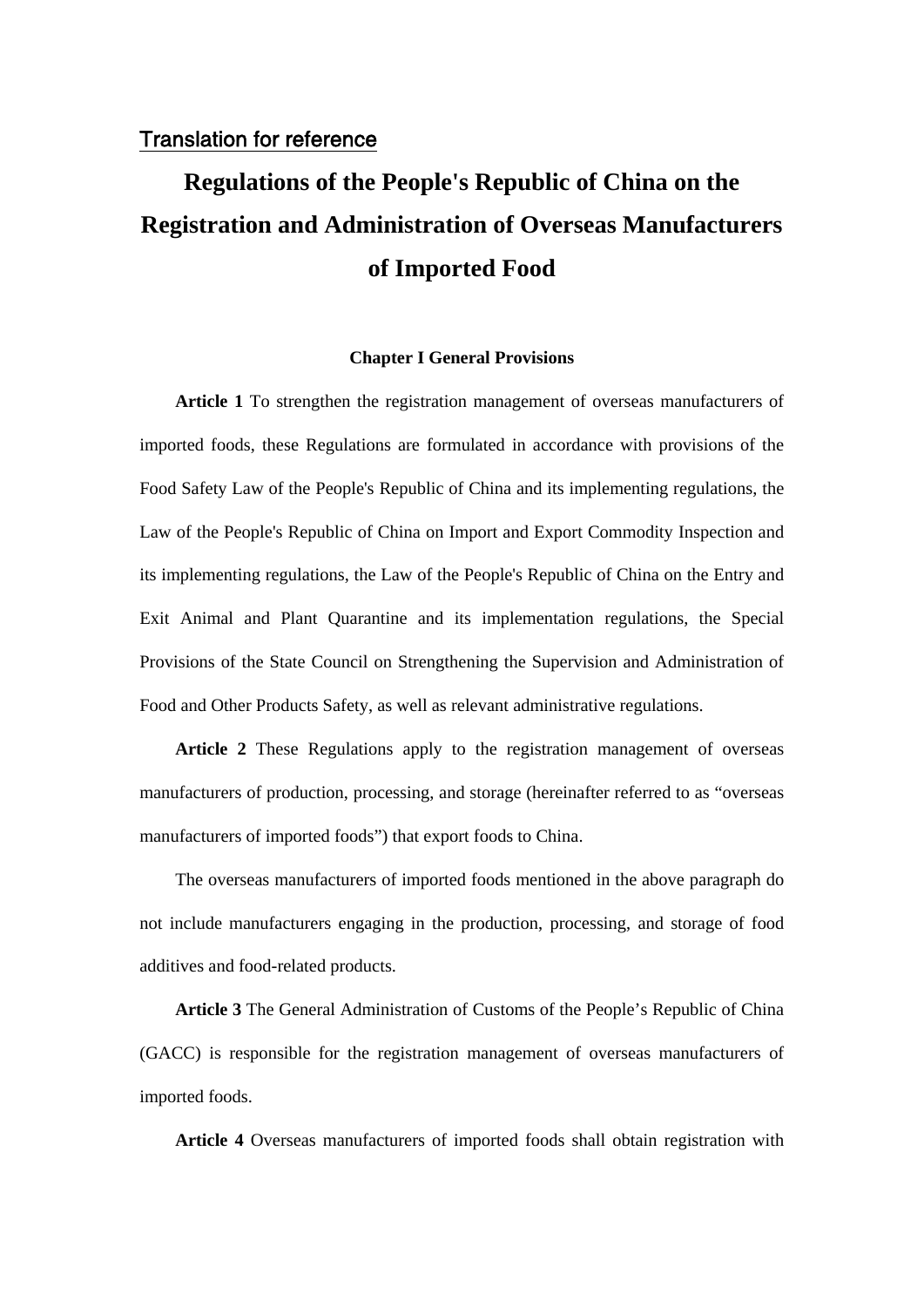Translation for reference

# Regulations of the People's Republic of China on the Registration and Administration of Overseas Manufacturers of Imported Food

## Chapter I General Provisions

**Article 1** To strengthen the registration management of overseas manufacturers of imported foods, these Regulations are formulated in accordance with provisions of the Food Safety Law of the People's Republic of China and its implementing regulations, the Law of the People's Republic of China on Import and Export Commodity Inspection and its implementing regulations, the Law of the People's Republic of China on the Entry and Exit Animal and Plant Quarantine and its implementation regulations, the Special Provisions of the State Council on Strengthening the Supervision and Administration of Food and Other Products Safety, as well as relevant administrative regulations.

**Article 2** These Regulations apply to the registration management of overseas manufacturers of production, processing, and storage (hereinafter referred to as "overseas manufacturers of imported foods") that export foods to China.

The overseas manufacturers of imported foods mentioned in the above paragraph do not include manufacturers engaging in the production, processing, and storage of food additives and food-related products.

**Article 3** The General Administration of Customs of the People's Republic of China (GACC) is responsible for the registration management of overseas manufacturers of imported foods.

**Article 4** Overseas manufacturers of imported foods shall obtain registration with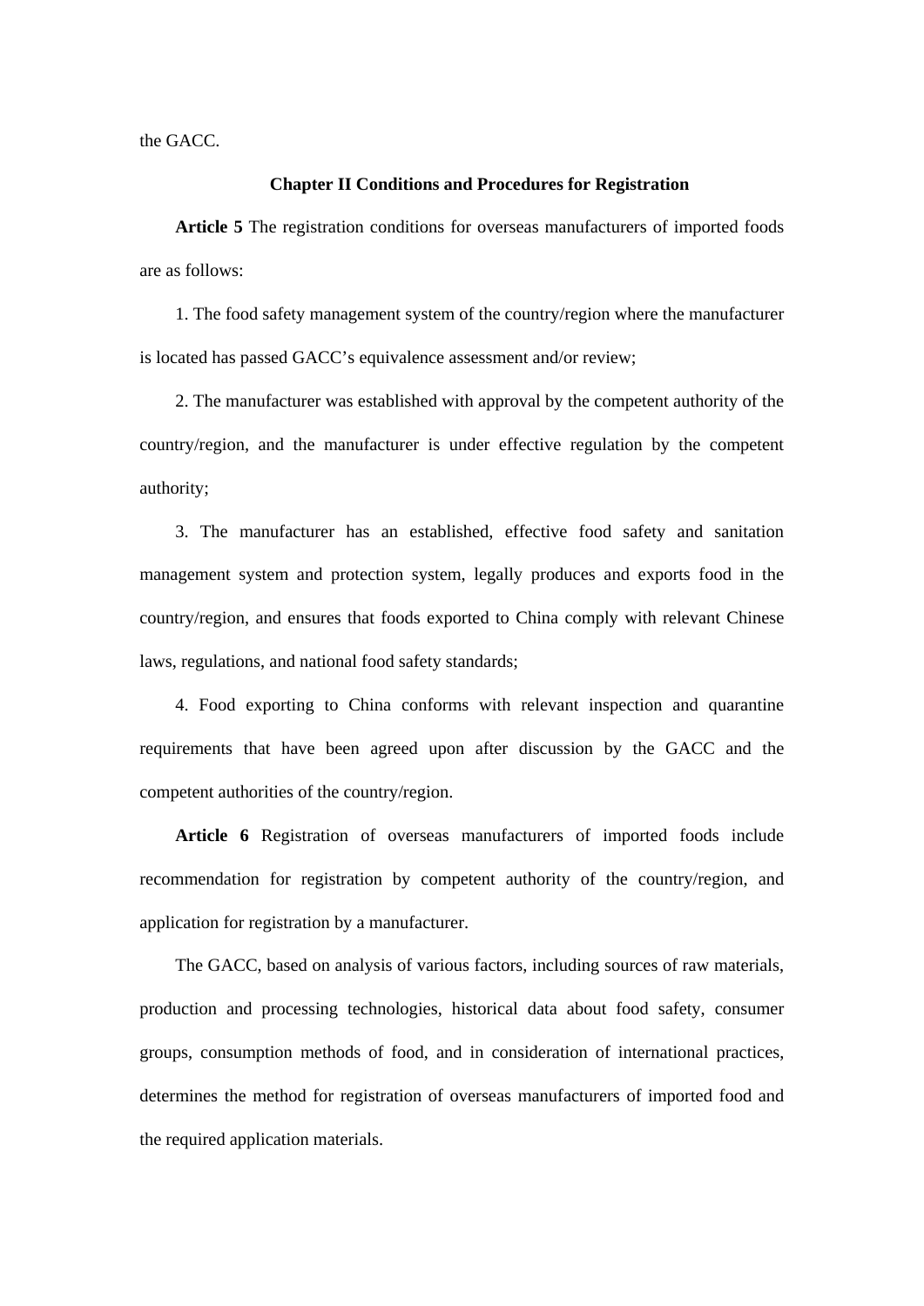the GACC.

## Chapter II Conditions and Procedures for Registration

**Article 5** The registration conditions for overseas manufacturers of imported foods are as follows:

1. The food safety management system of the country/region where the manufacturer is located has passed GACC's equivalence assessment and/or review;

2. The manufacturer was established with approval by the competent authority of the country/region, and the manufacturer is under effective regulation by the competent authority;

3. The manufacturer has an established, effective food safety and sanitation management system and protection system, legally produces and exports food in the country/region, and ensures that foods exported to China comply with relevant Chinese laws, regulations, and national food safety standards;

4. Food exporting to China conforms with relevant inspection and quarantine requirements that have been agreed upon after discussion by the GACC and the competent authorities of the country/region.

**Article 6** Registration of overseas manufacturers of imported foods include recommendation for registration by competent authority of the country/region, and application for registration by a manufacturer.

The GACC, based on analysis of various factors, including sources of raw materials, production and processing technologies, historical data about food safety, consumer groups, consumption methods of food, and in consideration of international practices, determines the method for registration of overseas manufacturers of imported food and the required application materials.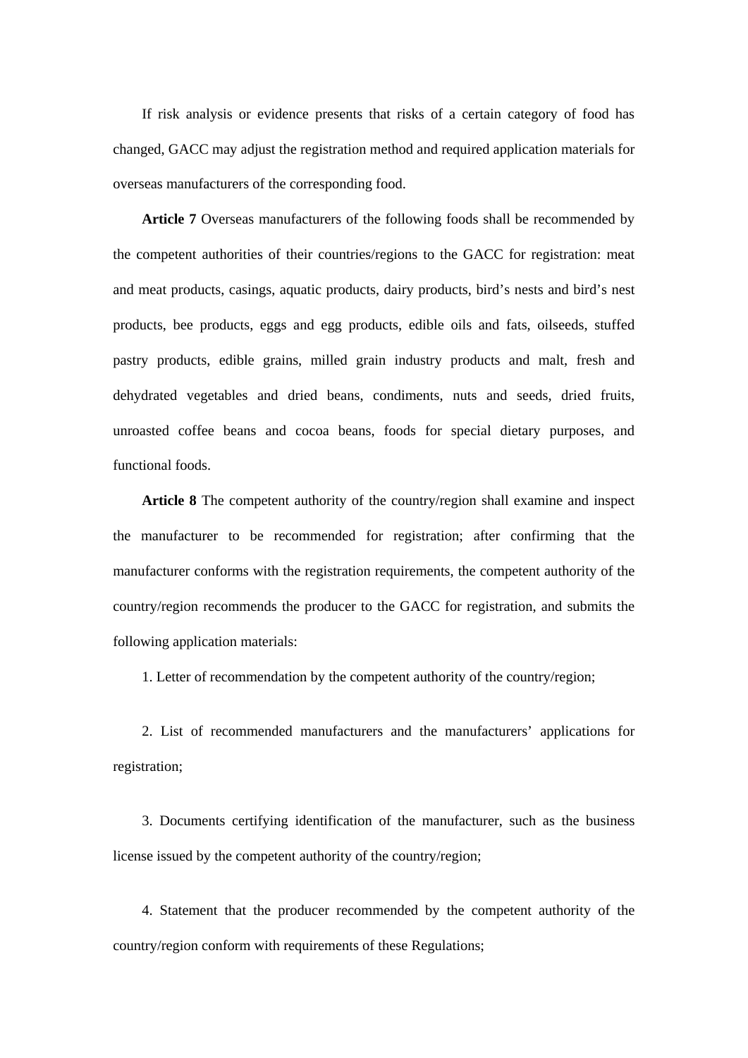If risk analysis or evidence presents that risks of a certain category of food has changed, GACC may adjust the registration method and required application materials for overseas manufacturers of the corresponding food.

**Article 7** Overseas manufacturers of the following foods shall be recommended by the competent authorities of their countries/regions to the GACC for registration: meat and meat products, casings, aquatic products, dairy products, bird's nests and bird's nest products, bee products, eggs and egg products, edible oils and fats, oilseeds, stuffed pastry products, edible grains, milled grain industry products and malt, fresh and dehydrated vegetables and dried beans, condiments, nuts and seeds, dried fruits, unroasted coffee beans and cocoa beans, foods for special dietary purposes, and functional foods.

**Article 8** The competent authority of the country/region shall examine and inspect the manufacturer to be recommended for registration; after confirming that the manufacturer conforms with the registration requirements, the competent authority of the country/region recommends the producer to the GACC for registration, and submits the following application materials:

1. Letter of recommendation by the competent authority of the country/region;

2. List of recommended manufacturers and the manufacturers' applications for registration;

3. Documents certifying identification of the manufacturer, such as the business license issued by the competent authority of the country/region;

4. Statement that the producer recommended by the competent authority of the country/region conform with requirements of these Regulations;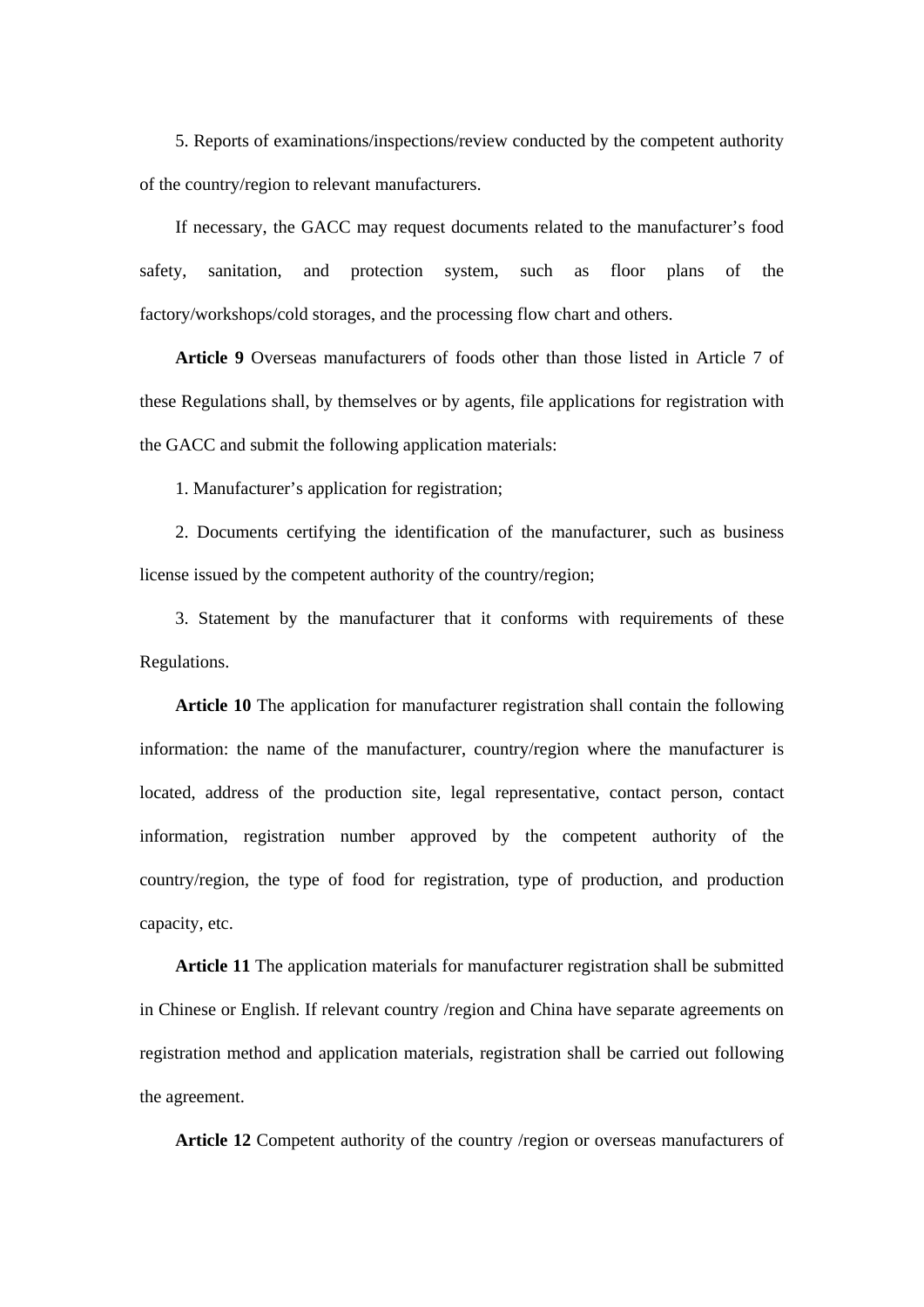5. Reports of examinations/inspections/review conducted by the competent authority of the country/region to relevant manufacturers.

If necessary, the GACC may request documents related to the manufacturer's food safety, sanitation, and protection system, such as floor plans of the factory/workshops/cold storages, and the processing flow chart and others.

**Article 9** Overseas manufacturers of foods other than those listed in Article 7 of these Regulations shall, by themselves or by agents, file applications for registration with the GACC and submit the following application materials:

1. Manufacturer's application for registration;

2. Documents certifying the identification of the manufacturer, such as business license issued by the competent authority of the country/region;

3. Statement by the manufacturer that it conforms with requirements of these Regulations.

**Article 10** The application for manufacturer registration shall contain the following information: the name of the manufacturer, country/region where the manufacturer is located, address of the production site, legal representative, contact person, contact information, registration number approved by the competent authority of the country/region, the type of food for registration, type of production, and production capacity, etc.

**Article 11** The application materials for manufacturer registration shall be submitted in Chinese or English. If relevant country /region and China have separate agreements on registration method and application materials, registration shall be carried out following the agreement.

**Article 12** Competent authority of the country /region or overseas manufacturers of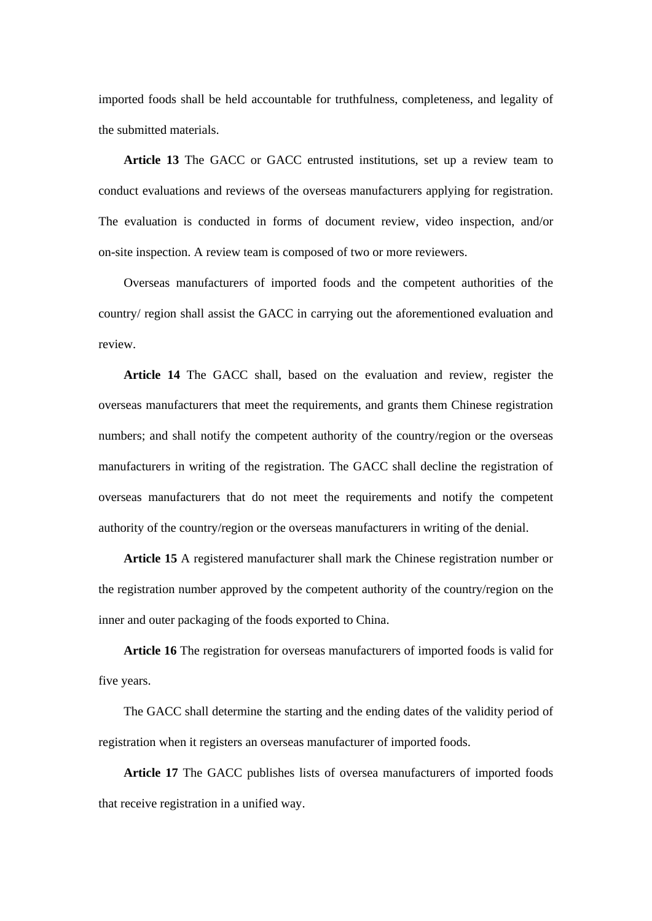imported foods shall be held accountable for truthfulness, completeness, and legality of the submitted materials.

**Article 13** The GACC or GACC entrusted institutions, set up a review team to conduct evaluations and reviews of the overseas manufacturers applying for registration. The evaluation is conducted in forms of document review, video inspection, and/or on-site inspection. A review team is composed of two or more reviewers.

Overseas manufacturers of imported foods and the competent authorities of the country/ region shall assist the GACC in carrying out the aforementioned evaluation and review.

**Article 14** The GACC shall, based on the evaluation and review, register the overseas manufacturers that meet the requirements, and grants them Chinese registration numbers; and shall notify the competent authority of the country/region or the overseas manufacturers in writing of the registration. The GACC shall decline the registration of overseas manufacturers that do not meet the requirements and notify the competent authority of the country/region or the overseas manufacturers in writing of the denial.

**Article 15** A registered manufacturer shall mark the Chinese registration number or the registration number approved by the competent authority of the country/region on the inner and outer packaging of the foods exported to China.

**Article 16** The registration for overseas manufacturers of imported foods is valid for five years.

The GACC shall determine the starting and the ending dates of the validity period of registration when it registers an overseas manufacturer of imported foods.

**Article 17** The GACC publishes lists of oversea manufacturers of imported foods that receive registration in a unified way.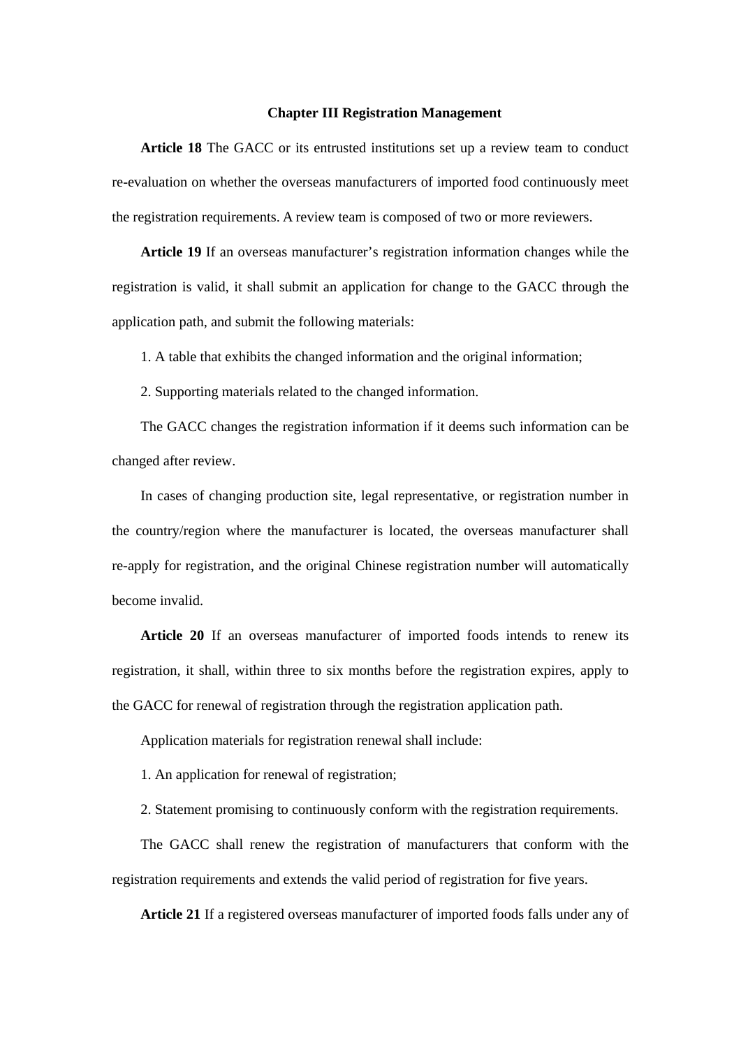## Chapter III Registration Management

**Article 18** The GACC or its entrusted institutions set up a review team to conduct re-evaluation on whether the overseas manufacturers of imported food continuously meet the registration requirements. A review team is composed of two or more reviewers.

**Article 19** If an overseas manufacturer's registration information changes while the registration is valid, it shall submit an application for change to the GACC through the application path, and submit the following materials:

1. A table that exhibits the changed information and the original information;

2. Supporting materials related to the changed information.

The GACC changes the registration information if it deems such information can be changed after review.

In cases of changing production site, legal representative, or registration number in the country/region where the manufacturer is located, the overseas manufacturer shall re-apply for registration, and the original Chinese registration number will automatically become invalid.

**Article 20** If an overseas manufacturer of imported foods intends to renew its registration, it shall, within three to six months before the registration expires, apply to the GACC for renewal of registration through the registration application path.

Application materials for registration renewal shall include:

1. An application for renewal of registration;

2. Statement promising to continuously conform with the registration requirements.

The GACC shall renew the registration of manufacturers that conform with the registration requirements and extends the valid period of registration for five years.

**Article 21** If a registered overseas manufacturer of imported foods falls under any of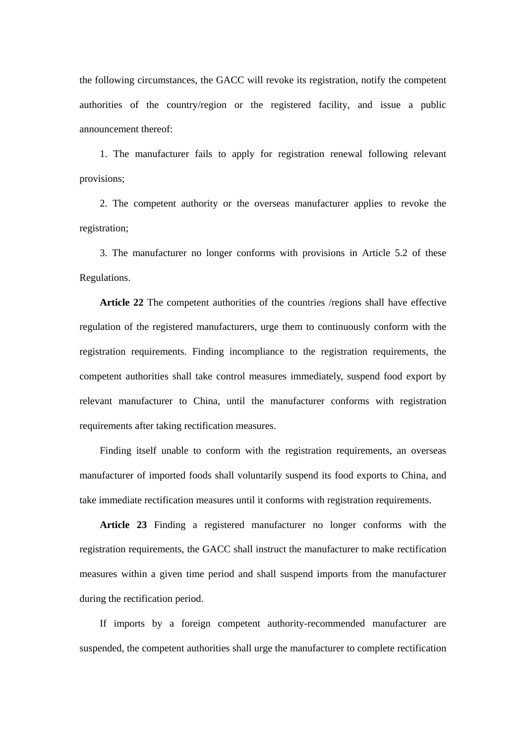the following circumstances, the GACC will revoke its registration, notify the competent authorities of the country/region or the registered facility, and issue a public announcement thereof:

1. The manufacturer fails to apply for registration renewal following relevant provisions;

2. The competent authority or the overseas manufacturer applies to revoke the registration;

3. The manufacturer no longer conforms with provisions in Article 5.2 of these Regulations.

**Article 22** The competent authorities of the countries /regions shall have effective regulation of the registered manufacturers, urge them to continuously conform with the registration requirements. Finding incompliance to the registration requirements, the competent authorities shall take control measures immediately, suspend food export by relevant manufacturer to China, until the manufacturer conforms with registration requirements after taking rectification measures.

Finding itself unable to conform with the registration requirements, an overseas manufacturer of imported foods shall voluntarily suspend its food exports to China, and take immediate rectification measures until it conforms with registration requirements.

**Article 23** Finding a registered manufacturer no longer conforms with the registration requirements, the GACC shall instruct the manufacturer to make rectification measures within a given time period and shall suspend imports from the manufacturer during the rectification period.

If imports by a foreign competent authority-recommended manufacturer are suspended, the competent authorities shall urge the manufacturer to complete rectification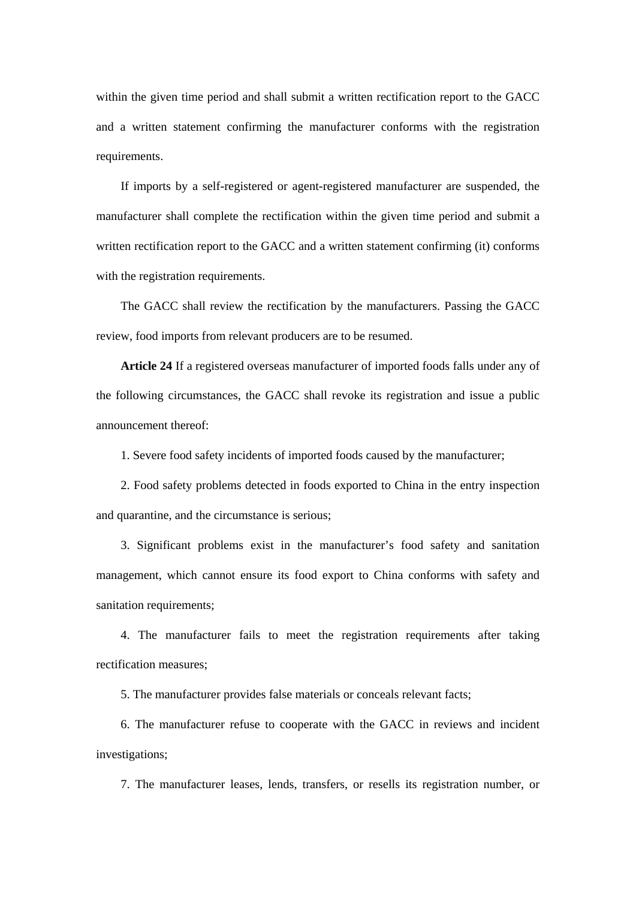within the given time period and shall submit a written rectification report to the GACC and a written statement confirming the manufacturer conforms with the registration requirements.

If imports by a self-registered or agent-registered manufacturer are suspended, the manufacturer shall complete the rectification within the given time period and submit a written rectification report to the GACC and a written statement confirming (it) conforms with the registration requirements.

The GACC shall review the rectification by the manufacturers. Passing the GACC review, food imports from relevant producers are to be resumed.

**Article 24** If a registered overseas manufacturer of imported foods falls under any of the following circumstances, the GACC shall revoke its registration and issue a public announcement thereof:

1. Severe food safety incidents of imported foods caused by the manufacturer;

2. Food safety problems detected in foods exported to China in the entry inspection and quarantine, and the circumstance is serious;

3. Significant problems exist in the manufacturer's food safety and sanitation management, which cannot ensure its food export to China conforms with safety and sanitation requirements;

4. The manufacturer fails to meet the registration requirements after taking rectification measures;

5. The manufacturer provides false materials or conceals relevant facts;

6. The manufacturer refuse to cooperate with the GACC in reviews and incident investigations;

7. The manufacturer leases, lends, transfers, or resells its registration number, or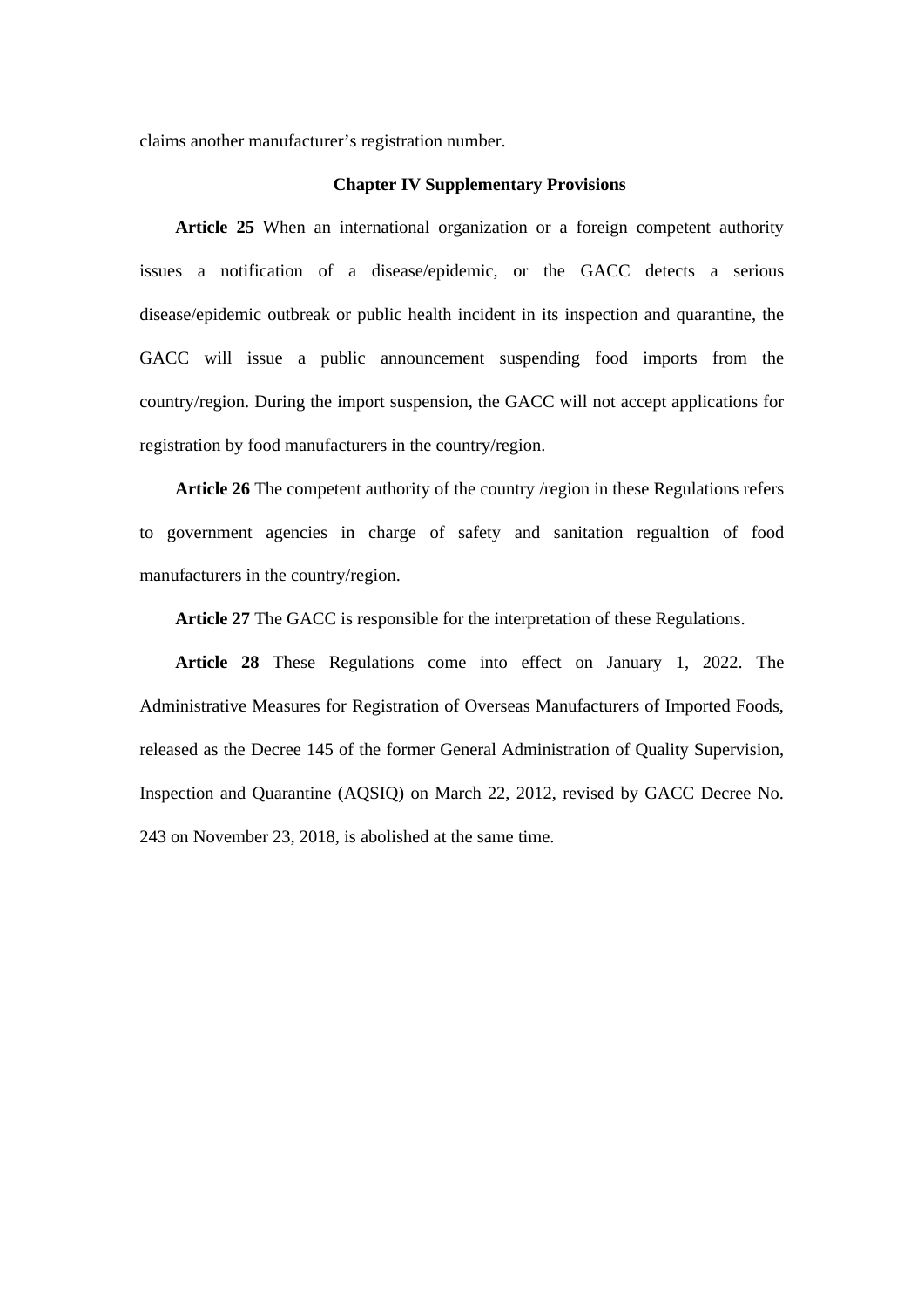claims another manufacturer's registration number.

## Chapter IV Supplementary Provisions

**Article 25** When an international organization or a foreign competent authority issues a notification of a disease/epidemic, or the GACC detects a serious disease/epidemic outbreak or public health incident in its inspection and quarantine, the GACC will issue a public announcement suspending food imports from the country/region. During the import suspension, the GACC will not accept applications for registration by food manufacturers in the country/region.

**Article 26** The competent authority of the country /region in these Regulations refers to government agencies in charge of safety and sanitation regualtion of food manufacturers in the country/region.

**Article 27** The GACC is responsible for the interpretation of these Regulations.

**Article 28** These Regulations come into effect on January 1, 2022. The Administrative Measures for Registration of Overseas Manufacturers of Imported Foods, released as the Decree 145 of the former General Administration of Quality Supervision, Inspection and Quarantine (AQSIQ) on March 22, 2012, revised by GACC Decree No. 243 on November 23, 2018, is abolished at the same time.